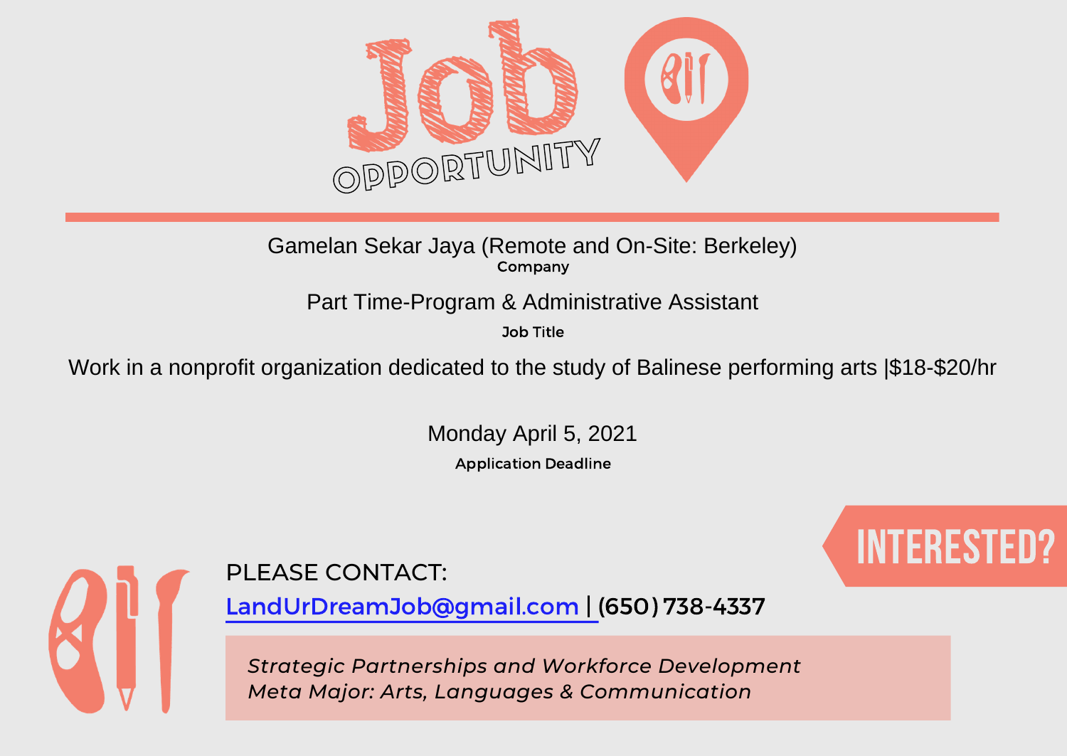# Job OPPORTUNITY

Gamelan Sekar Jaya (Remote and On-Site: Berkeley)

**Company**

Part Time-Program & Administrative Assistant

**Job Title**

Work in a nonprofit organization dedicated to the study of Balinese performing arts |$18-$20/hr

Monday April 5, 2021

**Application Deadline**

## INTERESTED?

PLEASE CONTACT:

LandUrDreamJob@gmail.com | (650) 738-4337

*Strategic Partnerships and Workforce Development*
*Meta Major: Arts, Languages & Communication*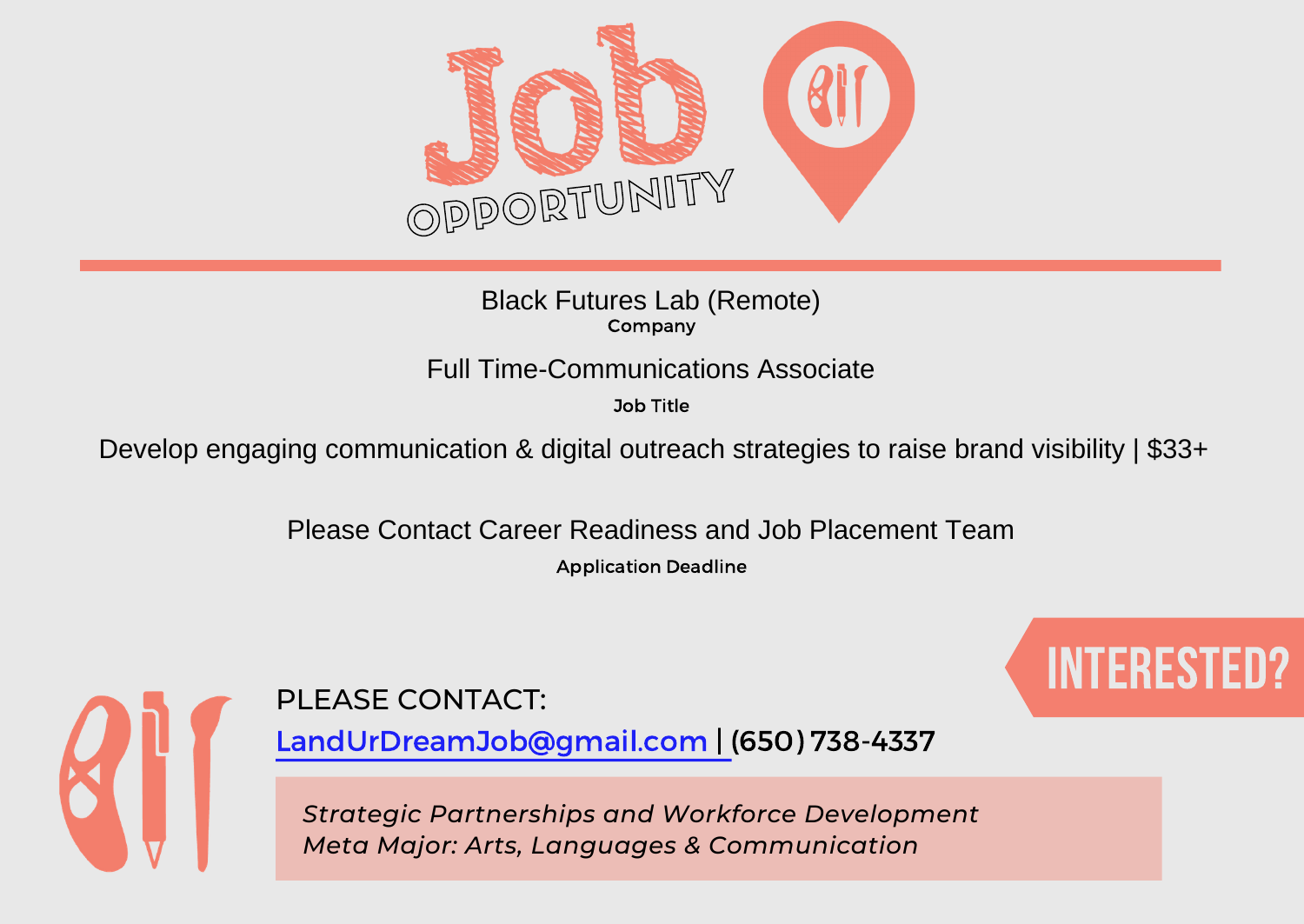# Job OPPORTUNITY

Black Futures Lab (Remote)
**Company**

Full Time-Communications Associate
**Job Title**

Develop engaging communication & digital outreach strategies to raise brand visibility | $33+

Please Contact Career Readiness and Job Placement Team
**Application Deadline**

## INTERESTED?

PLEASE CONTACT:

LandUrDreamJob@gmail.com | (650) 738-4337

*Strategic Partnerships and Workforce Development*
*Meta Major: Arts, Languages & Communication*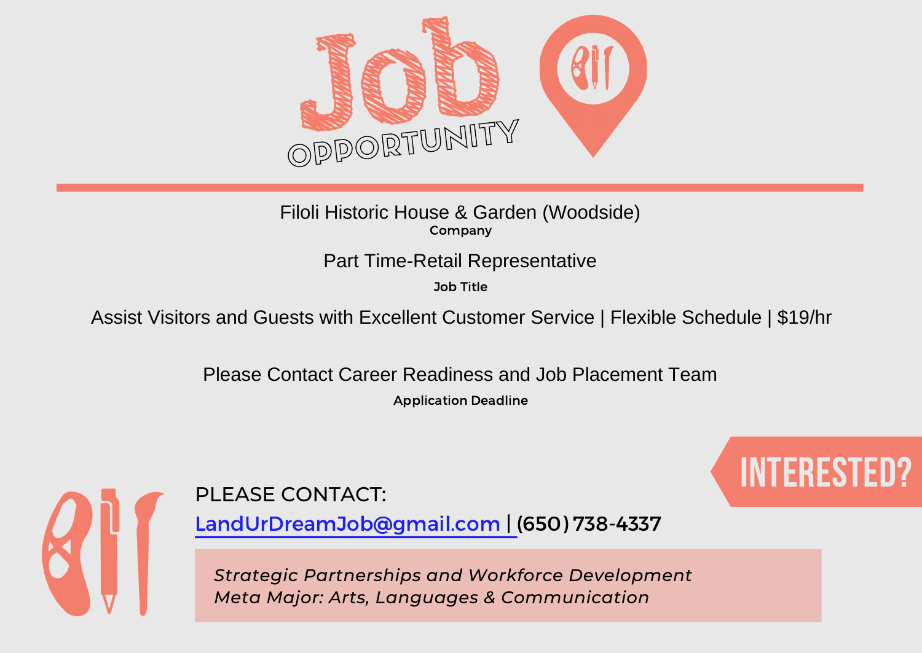# Job Opportunity

Filoli Historic House & Garden (Woodside)

Company

Part Time-Retail Representative

Job Title

Assist Visitors and Guests with Excellent Customer Service | Flexible Schedule | $19/hr

Please Contact Career Readiness and Job Placement Team

Application Deadline

**INTERESTED?**

PLEASE CONTACT:

LandUrDreamJob@gmail.com | (650) 738-4337

*Strategic Partnerships and Workforce Development*
*Meta Major: Arts, Languages & Communication*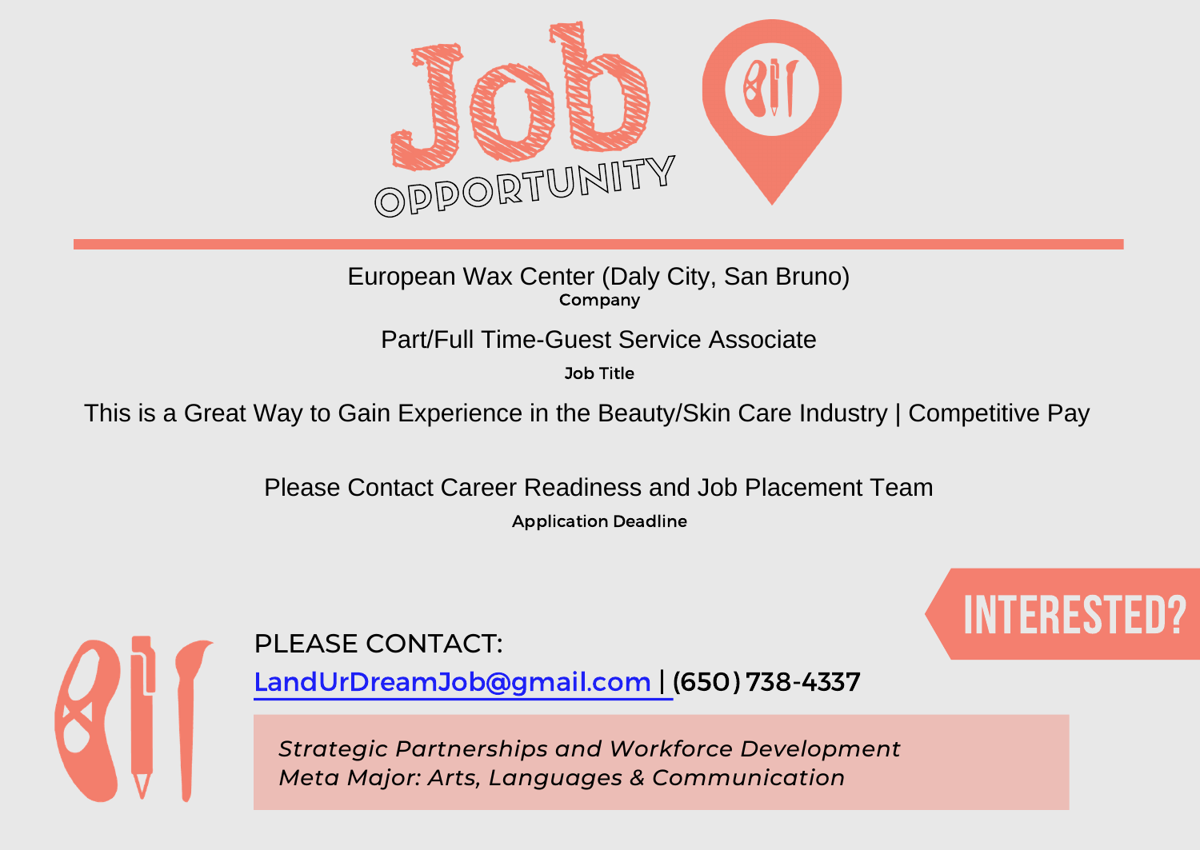# Job OPPORTUNITY

European Wax Center (Daly City, San Bruno)
**Company**

Part/Full Time-Guest Service Associate
**Job Title**

This is a Great Way to Gain Experience in the Beauty/Skin Care Industry | Competitive Pay

Please Contact Career Readiness and Job Placement Team
**Application Deadline**

**INTERESTED?**

PLEASE CONTACT:

LandUrDreamJob@gmail.com | **(650) 738-4337**

*Strategic Partnerships and Workforce Development*
*Meta Major: Arts, Languages & Communication*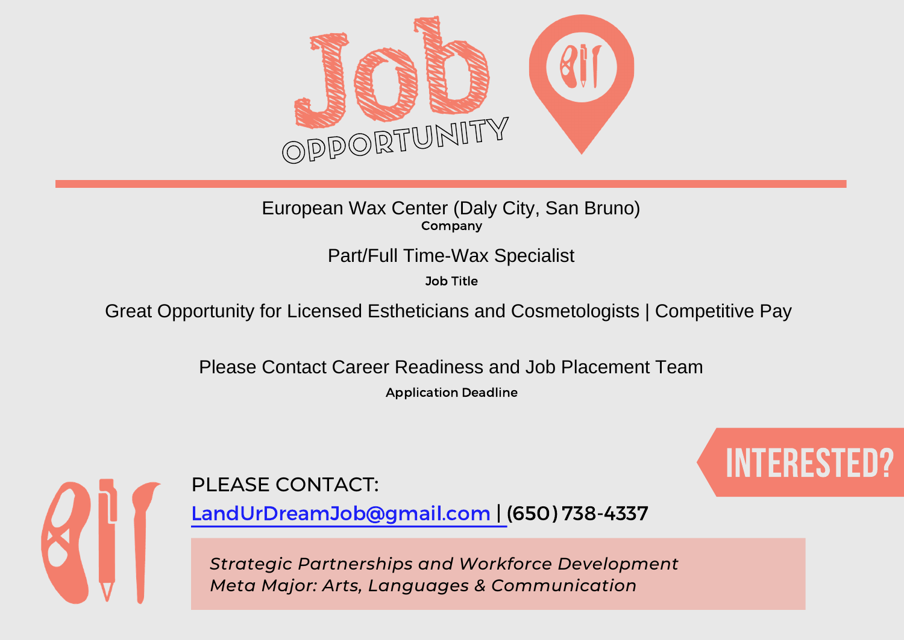# Job OPPORTUNITY

European Wax Center (Daly City, San Bruno)
**Company**

Part/Full Time-Wax Specialist
**Job Title**

Great Opportunity for Licensed Estheticians and Cosmetologists | Competitive Pay

Please Contact Career Readiness and Job Placement Team
**Application Deadline**

**INTERESTED?**

PLEASE CONTACT:

LandUrDreamJob@gmail.com | **(650) 738-4337**

*Strategic Partnerships and Workforce Development*
*Meta Major: Arts, Languages & Communication*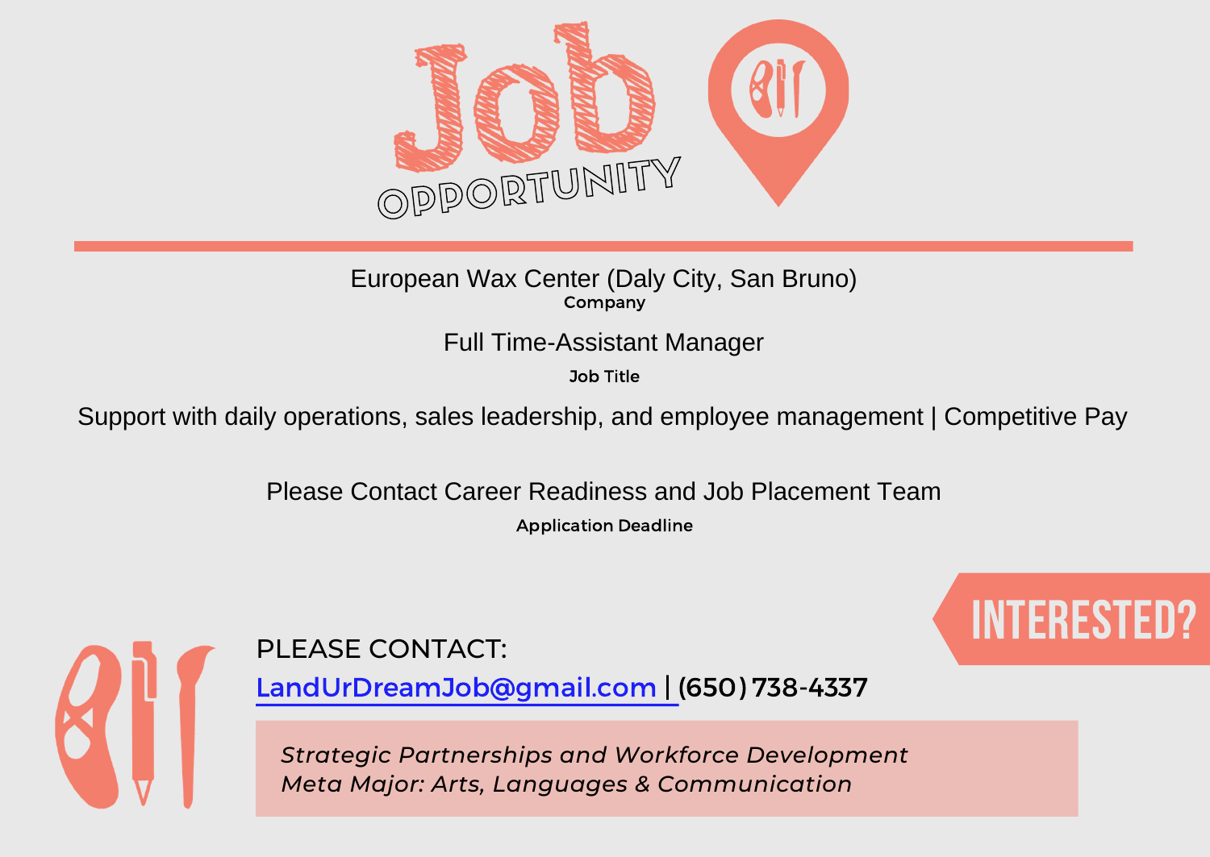# Job OPPORTUNITY

European Wax Center (Daly City, San Bruno)

**Company**

Full Time-Assistant Manager

**Job Title**

Support with daily operations, sales leadership, and employee management | Competitive Pay

Please Contact Career Readiness and Job Placement Team

**Application Deadline**

INTERESTED?

PLEASE CONTACT:

LandUrDreamJob@gmail.com | (650) 738-4337

*Strategic Partnerships and Workforce Development*
*Meta Major: Arts, Languages & Communication*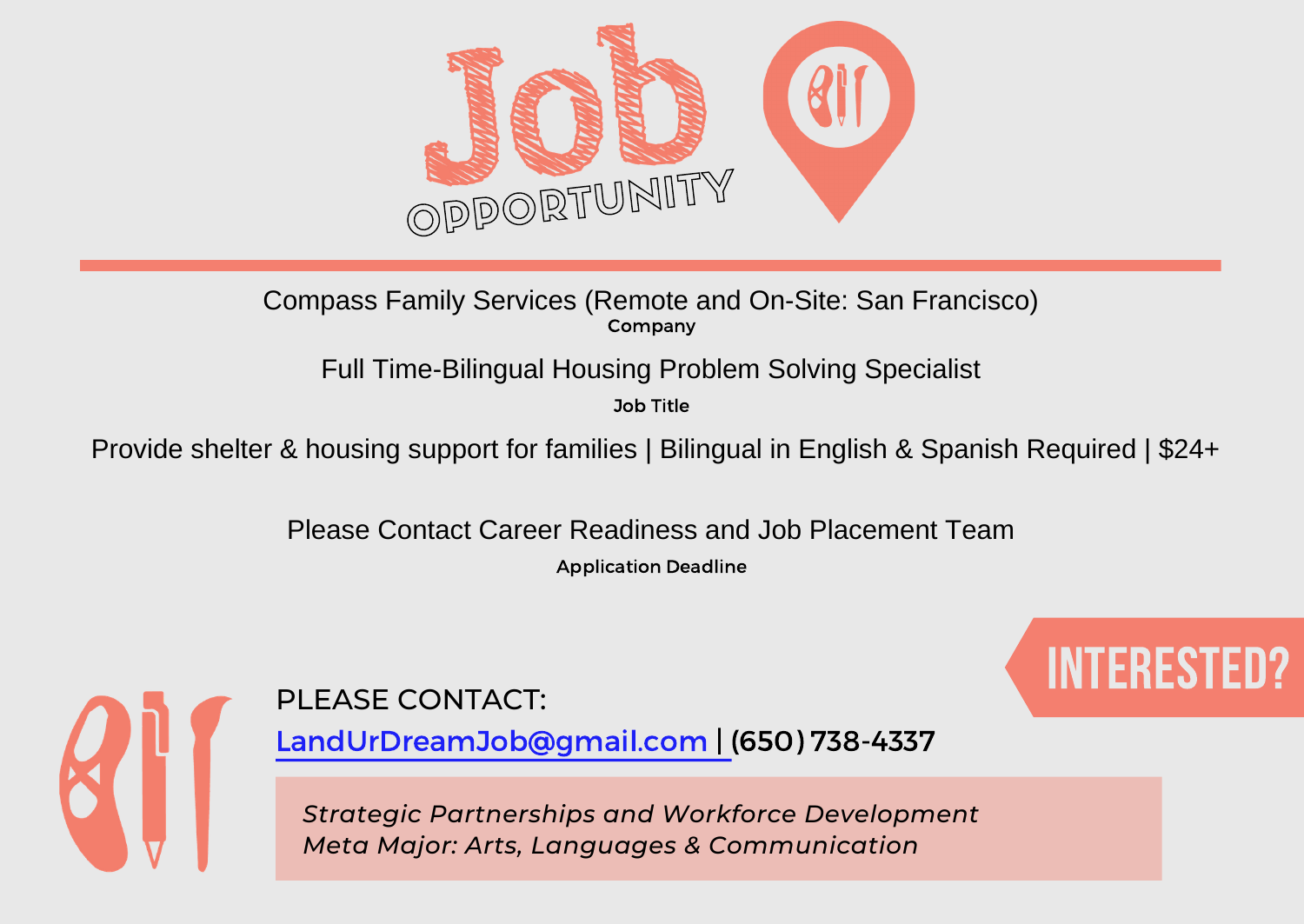# Job OPPORTUNITY

Compass Family Services (Remote and On-Site: San Francisco)

Company

Full Time-Bilingual Housing Problem Solving Specialist

Job Title

Provide shelter & housing support for families | Bilingual in English & Spanish Required | $24+

Please Contact Career Readiness and Job Placement Team

Application Deadline

**INTERESTED?**

PLEASE CONTACT:

LandUrDreamJob@gmail.com | (650) 738-4337

*Strategic Partnerships and Workforce Development*
*Meta Major: Arts, Languages & Communication*